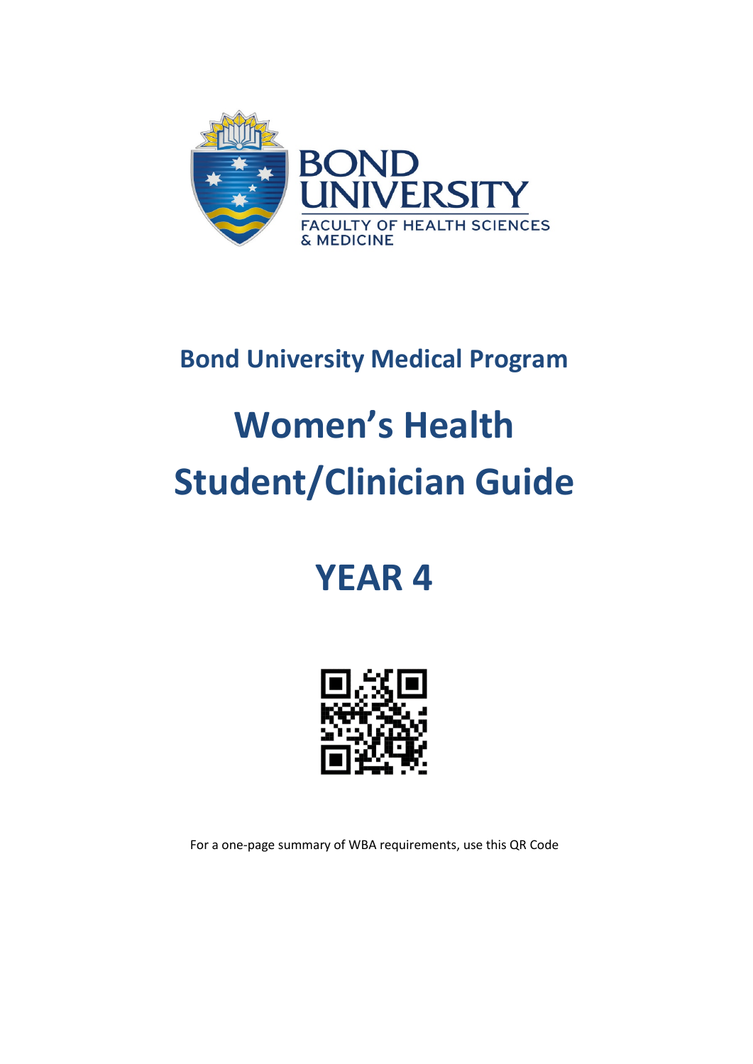BOND UNIVERSITY

FACULTY OF HEALTH SCIENCES & MEDICINE

## Bond University Medical Program

# Women's Health Student/Clinician Guide

# YEAR 4

For a one-page summary of WBA requirements, use this QR Code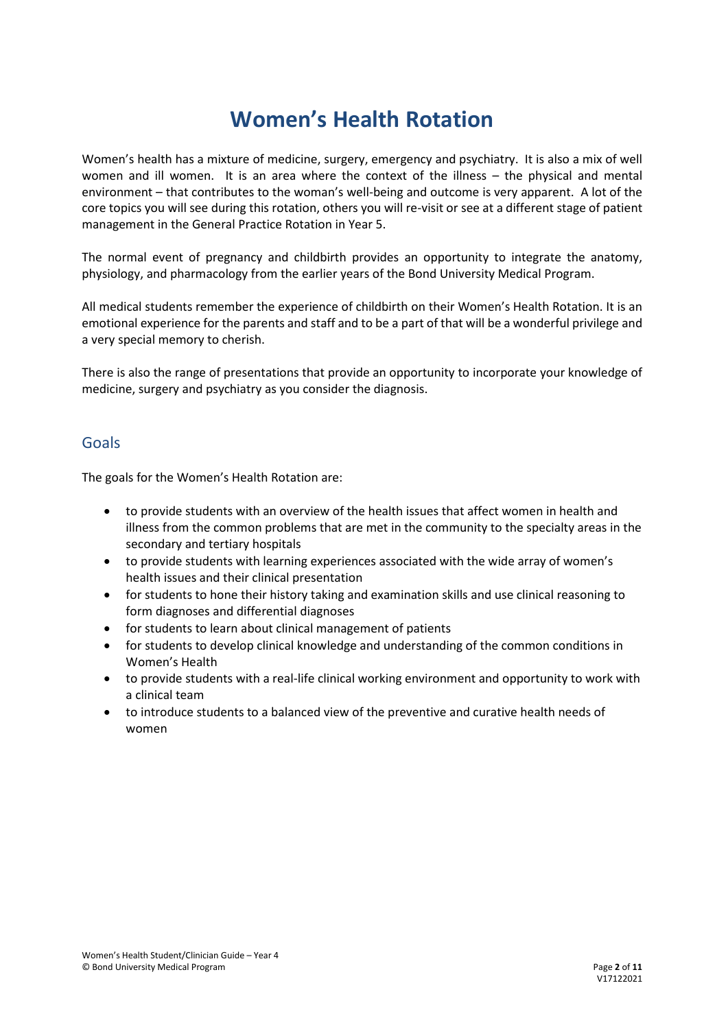# Women's Health Rotation

Women's health has a mixture of medicine, surgery, emergency and psychiatry. It is also a mix of well women and ill women. It is an area where the context of the illness – the physical and mental environment – that contributes to the woman's well-being and outcome is very apparent. A lot of the core topics you will see during this rotation, others you will re-visit or see at a different stage of patient management in the General Practice Rotation in Year 5.

The normal event of pregnancy and childbirth provides an opportunity to integrate the anatomy, physiology, and pharmacology from the earlier years of the Bond University Medical Program.

All medical students remember the experience of childbirth on their Women's Health Rotation. It is an emotional experience for the parents and staff and to be a part of that will be a wonderful privilege and a very special memory to cherish.

There is also the range of presentations that provide an opportunity to incorporate your knowledge of medicine, surgery and psychiatry as you consider the diagnosis.

## Goals

The goals for the Women's Health Rotation are:

- to provide students with an overview of the health issues that affect women in health and illness from the common problems that are met in the community to the specialty areas in the secondary and tertiary hospitals
- to provide students with learning experiences associated with the wide array of women's health issues and their clinical presentation
- for students to hone their history taking and examination skills and use clinical reasoning to form diagnoses and differential diagnoses
- for students to learn about clinical management of patients
- for students to develop clinical knowledge and understanding of the common conditions in Women's Health
- to provide students with a real-life clinical working environment and opportunity to work with a clinical team
- to introduce students to a balanced view of the preventive and curative health needs of women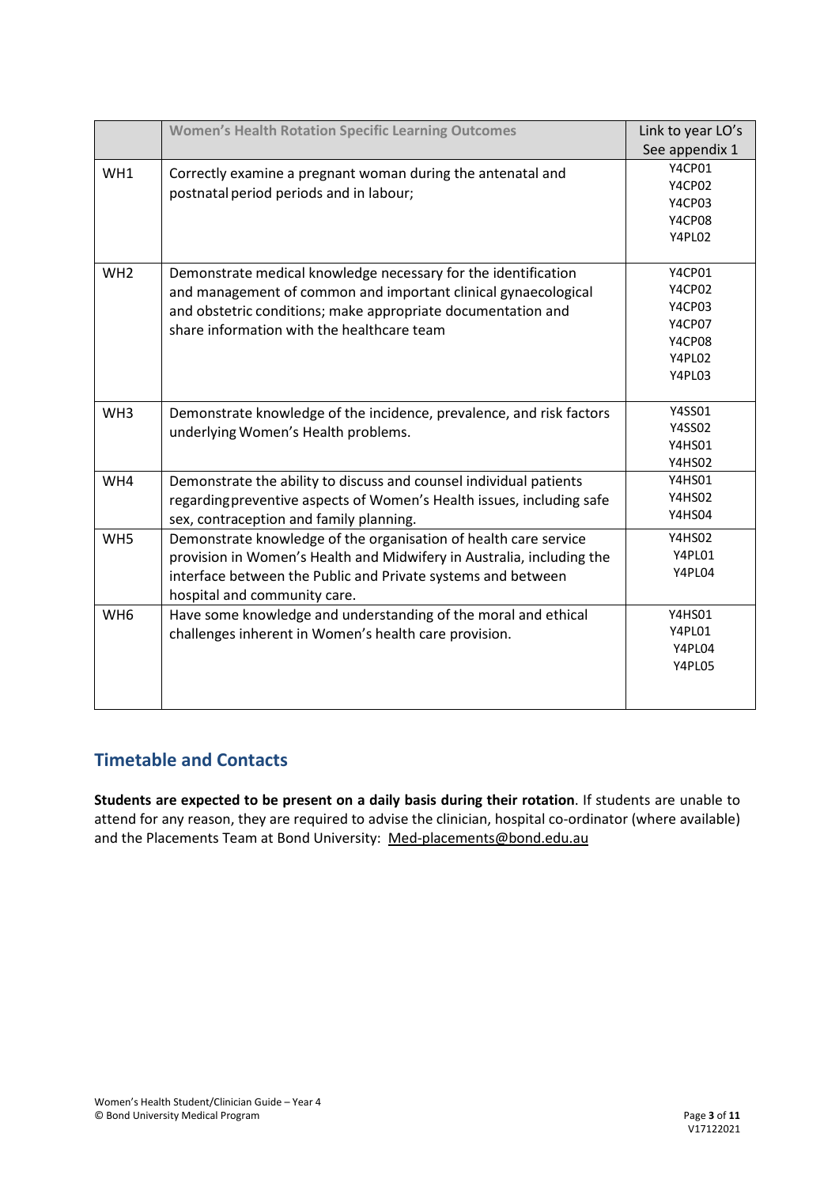| | Women's Health Rotation Specific Learning Outcomes | Link to year LO's See appendix 1 |
|---|---|---|
| WH1 | Correctly examine a pregnant woman during the antenatal and postnatal period periods and in labour; | Y4CP01<br>Y4CP02<br>Y4CP03<br>Y4CP08<br>Y4PL02 |
| WH2 | Demonstrate medical knowledge necessary for the identification and management of common and important clinical gynaecological and obstetric conditions; make appropriate documentation and share information with the healthcare team | Y4CP01<br>Y4CP02<br>Y4CP03<br>Y4CP07<br>Y4CP08<br>Y4PL02<br>Y4PL03 |
| WH3 | Demonstrate knowledge of the incidence, prevalence, and risk factors underlying Women's Health problems. | Y4SS01<br>Y4SS02<br>Y4HS01<br>Y4HS02 |
| WH4 | Demonstrate the ability to discuss and counsel individual patients regarding preventive aspects of Women's Health issues, including safe sex, contraception and family planning. | Y4HS01<br>Y4HS02<br>Y4HS04 |
| WH5 | Demonstrate knowledge of the organisation of health care service provision in Women's Health and Midwifery in Australia, including the interface between the Public and Private systems and between hospital and community care. | Y4HS02<br>Y4PL01<br>Y4PL04 |
| WH6 | Have some knowledge and understanding of the moral and ethical challenges inherent in Women's health care provision. | Y4HS01<br>Y4PL01<br>Y4PL04<br>Y4PL05 |

## Timetable and Contacts

**Students are expected to be present on a daily basis during their rotation**. If students are unable to attend for any reason, they are required to advise the clinician, hospital co-ordinator (where available) and the Placements Team at Bond University: Med-placements@bond.edu.au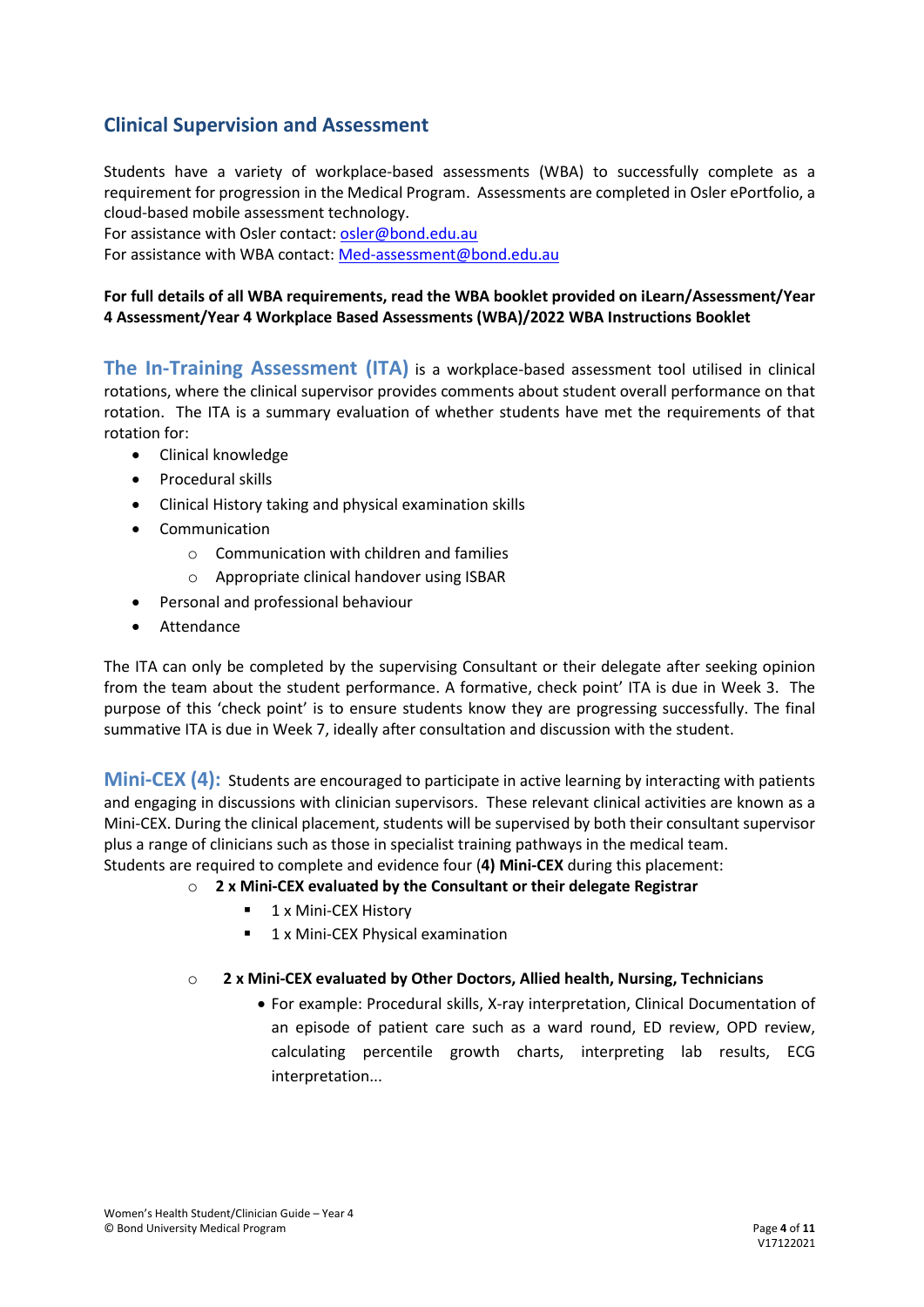## Clinical Supervision and Assessment

Students have a variety of workplace-based assessments (WBA) to successfully complete as a requirement for progression in the Medical Program. Assessments are completed in Osler ePortfolio, a cloud-based mobile assessment technology.
For assistance with Osler contact: osler@bond.edu.au
For assistance with WBA contact: Med-assessment@bond.edu.au

**For full details of all WBA requirements, read the WBA booklet provided on iLearn/Assessment/Year 4 Assessment/Year 4 Workplace Based Assessments (WBA)/2022 WBA Instructions Booklet**

**The In-Training Assessment (ITA)** is a workplace-based assessment tool utilised in clinical rotations, where the clinical supervisor provides comments about student overall performance on that rotation. The ITA is a summary evaluation of whether students have met the requirements of that rotation for:

- Clinical knowledge
- Procedural skills
- Clinical History taking and physical examination skills
- Communication
    - Communication with children and families
    - Appropriate clinical handover using ISBAR
- Personal and professional behaviour
- Attendance

The ITA can only be completed by the supervising Consultant or their delegate after seeking opinion from the team about the student performance. A formative, check point' ITA is due in Week 3. The purpose of this 'check point' is to ensure students know they are progressing successfully. The final summative ITA is due in Week 7, ideally after consultation and discussion with the student.

**Mini-CEX (4):** Students are encouraged to participate in active learning by interacting with patients and engaging in discussions with clinician supervisors. These relevant clinical activities are known as a Mini-CEX. During the clinical placement, students will be supervised by both their consultant supervisor plus a range of clinicians such as those in specialist training pathways in the medical team.
Students are required to complete and evidence four (**4) Mini-CEX** during this placement:

- **2 x Mini-CEX evaluated by the Consultant or their delegate Registrar**
    - 1 x Mini-CEX History
    - 1 x Mini-CEX Physical examination
- **2 x Mini-CEX evaluated by Other Doctors, Allied health, Nursing, Technicians**
    - For example: Procedural skills, X-ray interpretation, Clinical Documentation of an episode of patient care such as a ward round, ED review, OPD review, calculating percentile growth charts, interpreting lab results, ECG interpretation...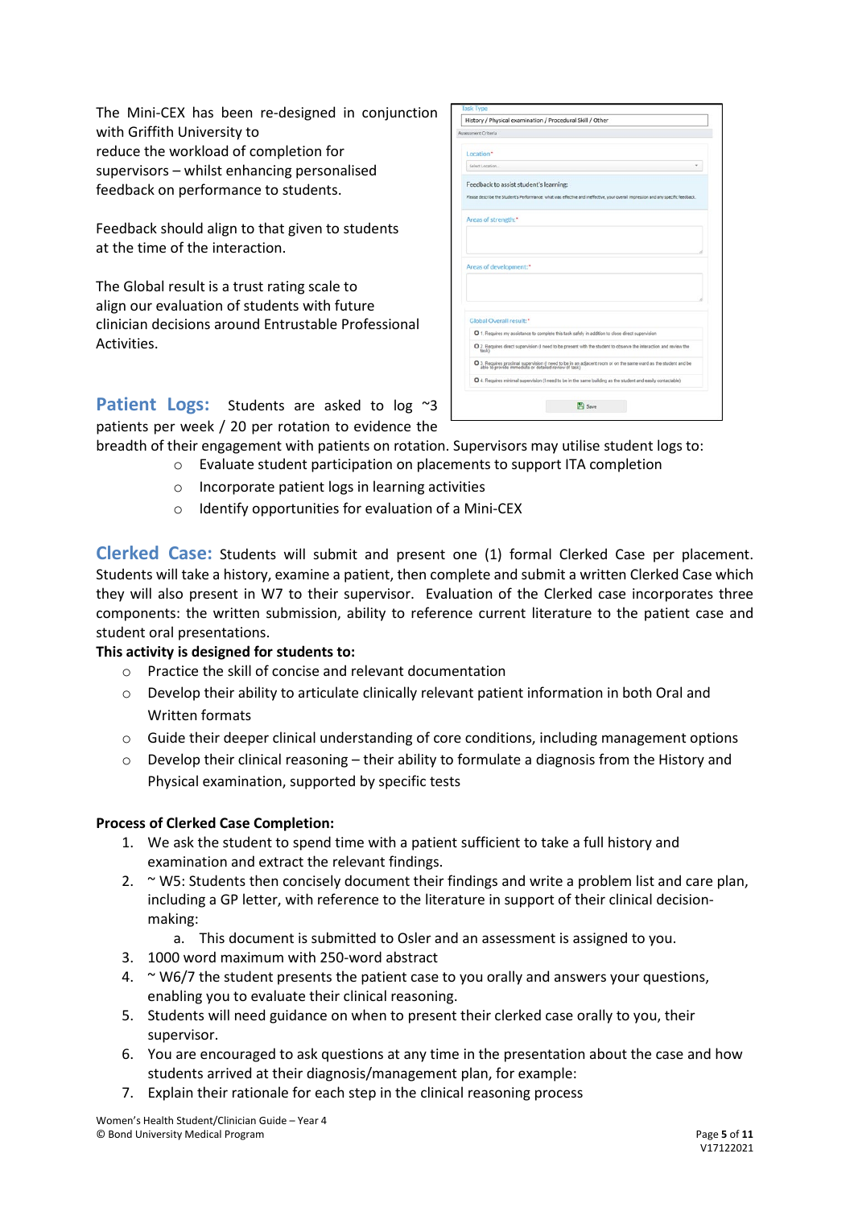The Mini-CEX has been re-designed in conjunction with Griffith University to reduce the workload of completion for supervisors – whilst enhancing personalised feedback on performance to students.

Feedback should align to that given to students at the time of the interaction.

The Global result is a trust rating scale to align our evaluation of students with future clinician decisions around Entrustable Professional Activities.

Task Type

History / Physical examination / Procedural Skill / Other

Assessment Criteria

Location*

Select Location...

Feedback to assist student's learning:

Please describe the Student's Performance: what was effective and ineffective, your overall impression and any specific feedback.

Areas of strength:*

Areas of development:*

Global Overall result:*

- 1: Requires my assistance to complete this task safely in addition to close direct supervision
- 2: Requires direct supervision (I need to be present with the student to observe the interaction and review the task)
- 3: Requires proximal supervision (I need to be in an adjacent room or on the same ward as the student and be able to provide immediate or detailed review of task)
- 4: Requires minimal supervision (I need to be in the same building as the student and easily contactable)

Save

**Patient Logs:** Students are asked to log ~3 patients per week / 20 per rotation to evidence the breadth of their engagement with patients on rotation. Supervisors may utilise student logs to:

- Evaluate student participation on placements to support ITA completion
- Incorporate patient logs in learning activities
- Identify opportunities for evaluation of a Mini-CEX

**Clerked Case:** Students will submit and present one (1) formal Clerked Case per placement. Students will take a history, examine a patient, then complete and submit a written Clerked Case which they will also present in W7 to their supervisor. Evaluation of the Clerked case incorporates three components: the written submission, ability to reference current literature to the patient case and student oral presentations.

**This activity is designed for students to:**

- Practice the skill of concise and relevant documentation
- Develop their ability to articulate clinically relevant patient information in both Oral and Written formats
- Guide their deeper clinical understanding of core conditions, including management options
- Develop their clinical reasoning – their ability to formulate a diagnosis from the History and Physical examination, supported by specific tests

**Process of Clerked Case Completion:**

1. We ask the student to spend time with a patient sufficient to take a full history and examination and extract the relevant findings.
2. ~ W5: Students then concisely document their findings and write a problem list and care plan, including a GP letter, with reference to the literature in support of their clinical decision-making:
   a. This document is submitted to Osler and an assessment is assigned to you.
3. 1000 word maximum with 250-word abstract
4. ~ W6/7 the student presents the patient case to you orally and answers your questions, enabling you to evaluate their clinical reasoning.
5. Students will need guidance on when to present their clerked case orally to you, their supervisor.
6. You are encouraged to ask questions at any time in the presentation about the case and how students arrived at their diagnosis/management plan, for example:
7. Explain their rationale for each step in the clinical reasoning process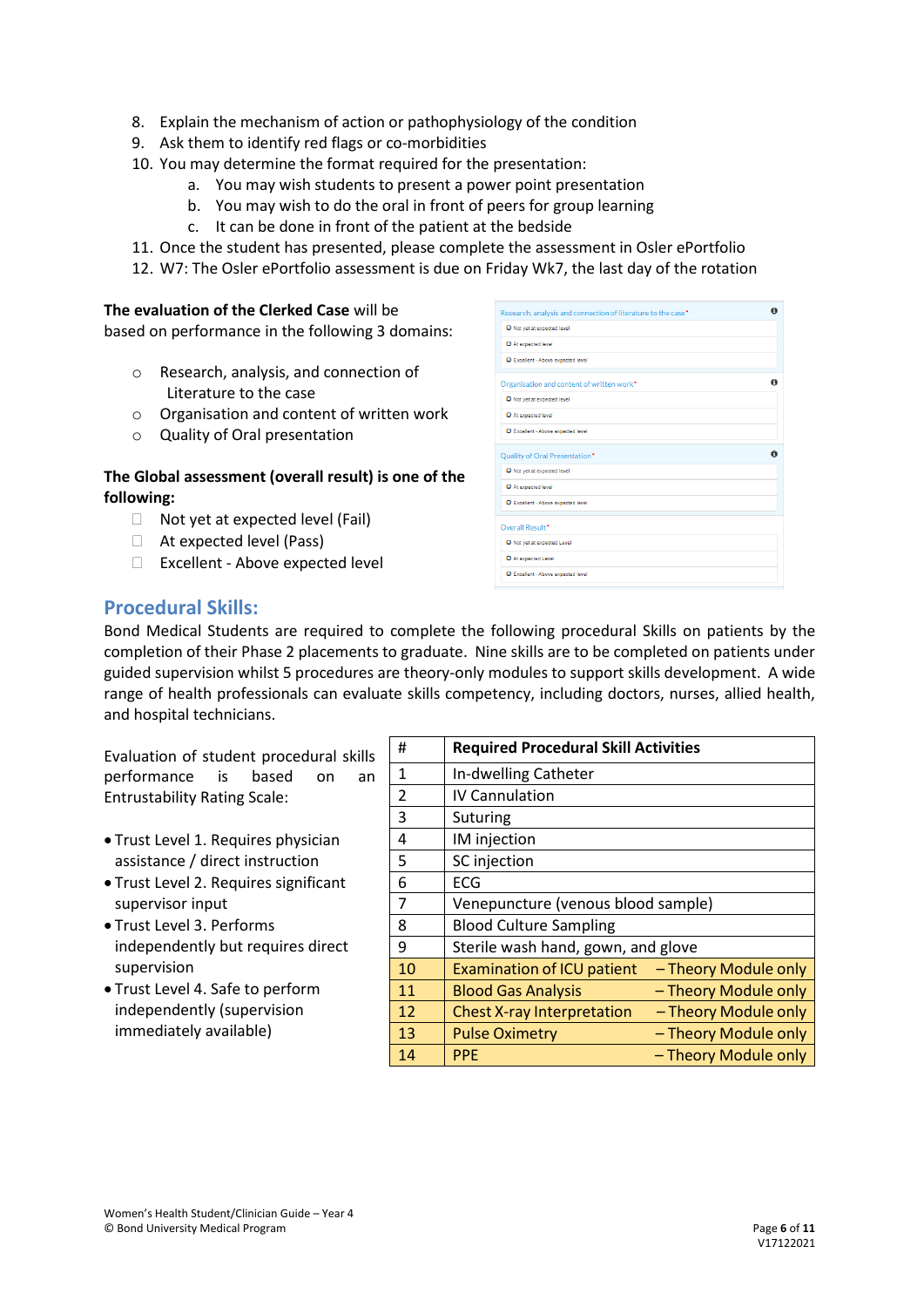8. Explain the mechanism of action or pathophysiology of the condition
9. Ask them to identify red flags or co-morbidities
10. You may determine the format required for the presentation:
    a. You may wish students to present a power point presentation
    b. You may wish to do the oral in front of peers for group learning
    c. It can be done in front of the patient at the bedside
11. Once the student has presented, please complete the assessment in Osler ePortfolio
12. W7: The Osler ePortfolio assessment is due on Friday Wk7, the last day of the rotation

**The evaluation of the Clerked Case** will be based on performance in the following 3 domains:

- Research, analysis, and connection of Literature to the case
- Organisation and content of written work
- Quality of Oral presentation

**The Global assessment (overall result) is one of the following:**

- Not yet at expected level (Fail)
- At expected level (Pass)
- Excellent - Above expected level

Research, analysis and connection of literature to the case*
- Not yet at expected level
- At expected level
- Excellent - Above expected level

Organisation and content of written work*
- Not yet at expected level
- At expected level
- Excellent - Above expected level

Quality of Oral Presentation*
- Not yet at expected level
- At expected level
- Excellent - Above expected level

Overall Result*
- Not yet at expected Level
- At expected Level
- Excellent - Above expected level

## Procedural Skills:

Bond Medical Students are required to complete the following procedural Skills on patients by the completion of their Phase 2 placements to graduate. Nine skills are to be completed on patients under guided supervision whilst 5 procedures are theory-only modules to support skills development. A wide range of health professionals can evaluate skills competency, including doctors, nurses, allied health, and hospital technicians.

Evaluation of student procedural skills performance is based on an Entrustability Rating Scale:

- Trust Level 1. Requires physician assistance / direct instruction
- Trust Level 2. Requires significant supervisor input
- Trust Level 3. Performs independently but requires direct supervision
- Trust Level 4. Safe to perform independently (supervision immediately available)

| # | Required Procedural Skill Activities |
|---|---|
| 1 | In-dwelling Catheter |
| 2 | IV Cannulation |
| 3 | Suturing |
| 4 | IM injection |
| 5 | SC injection |
| 6 | ECG |
| 7 | Venepuncture (venous blood sample) |
| 8 | Blood Culture Sampling |
| 9 | Sterile wash hand, gown, and glove |
| 10 | Examination of ICU patient – Theory Module only |
| 11 | Blood Gas Analysis – Theory Module only |
| 12 | Chest X-ray Interpretation – Theory Module only |
| 13 | Pulse Oximetry – Theory Module only |
| 14 | PPE – Theory Module only |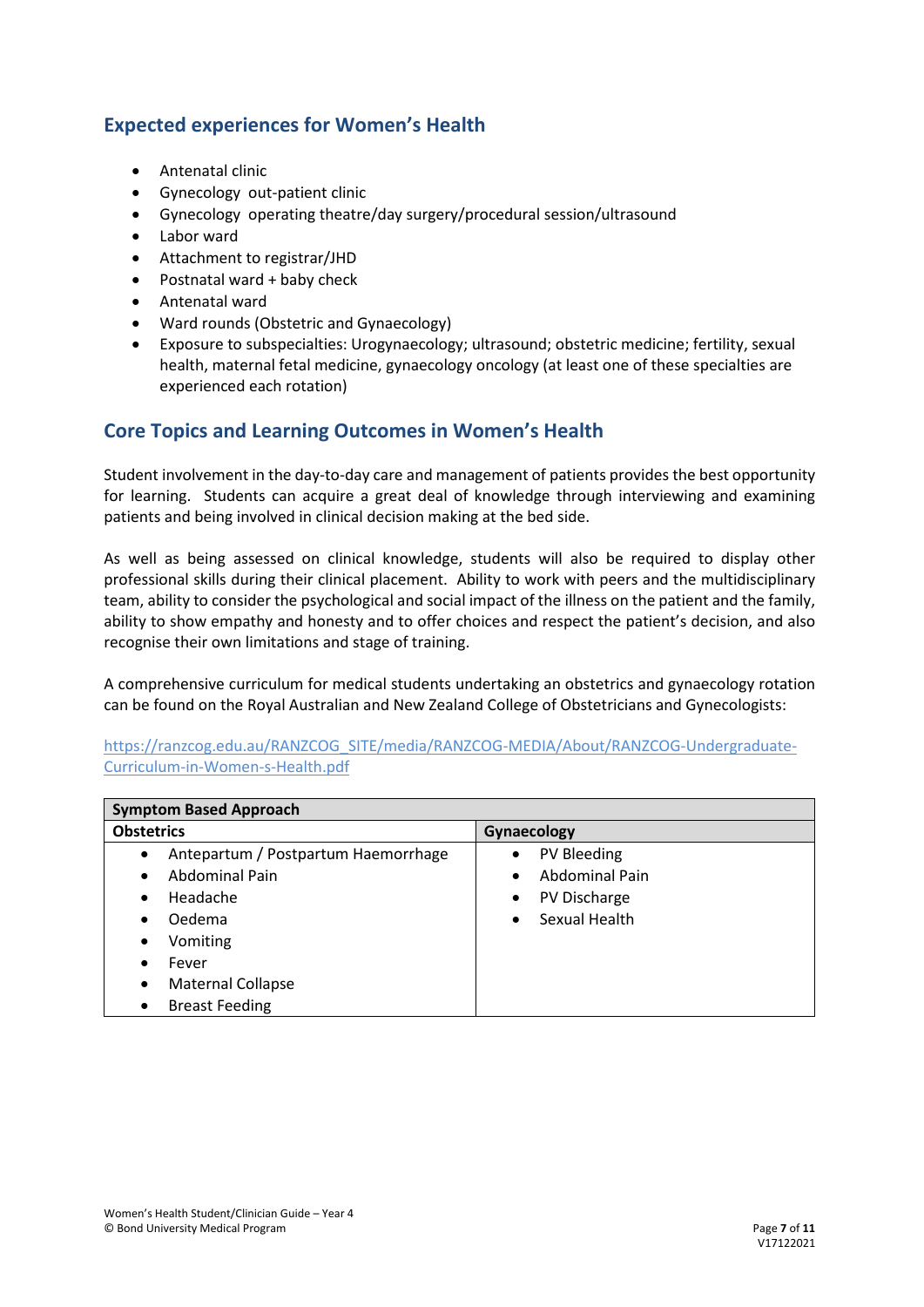## Expected experiences for Women's Health

- Antenatal clinic
- Gynecology out-patient clinic
- Gynecology operating theatre/day surgery/procedural session/ultrasound
- Labor ward
- Attachment to registrar/JHD
- Postnatal ward + baby check
- Antenatal ward
- Ward rounds (Obstetric and Gynaecology)
- Exposure to subspecialties: Urogynaecology; ultrasound; obstetric medicine; fertility, sexual health, maternal fetal medicine, gynaecology oncology (at least one of these specialties are experienced each rotation)

## Core Topics and Learning Outcomes in Women's Health

Student involvement in the day-to-day care and management of patients provides the best opportunity for learning. Students can acquire a great deal of knowledge through interviewing and examining patients and being involved in clinical decision making at the bed side.

As well as being assessed on clinical knowledge, students will also be required to display other professional skills during their clinical placement. Ability to work with peers and the multidisciplinary team, ability to consider the psychological and social impact of the illness on the patient and the family, ability to show empathy and honesty and to offer choices and respect the patient's decision, and also recognise their own limitations and stage of training.

A comprehensive curriculum for medical students undertaking an obstetrics and gynaecology rotation can be found on the Royal Australian and New Zealand College of Obstetricians and Gynecologists:

https://ranzcog.edu.au/RANZCOG_SITE/media/RANZCOG-MEDIA/About/RANZCOG-Undergraduate-Curriculum-in-Women-s-Health.pdf

| **Symptom Based Approach** | |
|---|---|
| **Obstetrics** | **Gynaecology** |
| • Antepartum / Postpartum Haemorrhage<br>• Abdominal Pain<br>• Headache<br>• Oedema<br>• Vomiting<br>• Fever<br>• Maternal Collapse<br>• Breast Feeding | • PV Bleeding<br>• Abdominal Pain<br>• PV Discharge<br>• Sexual Health |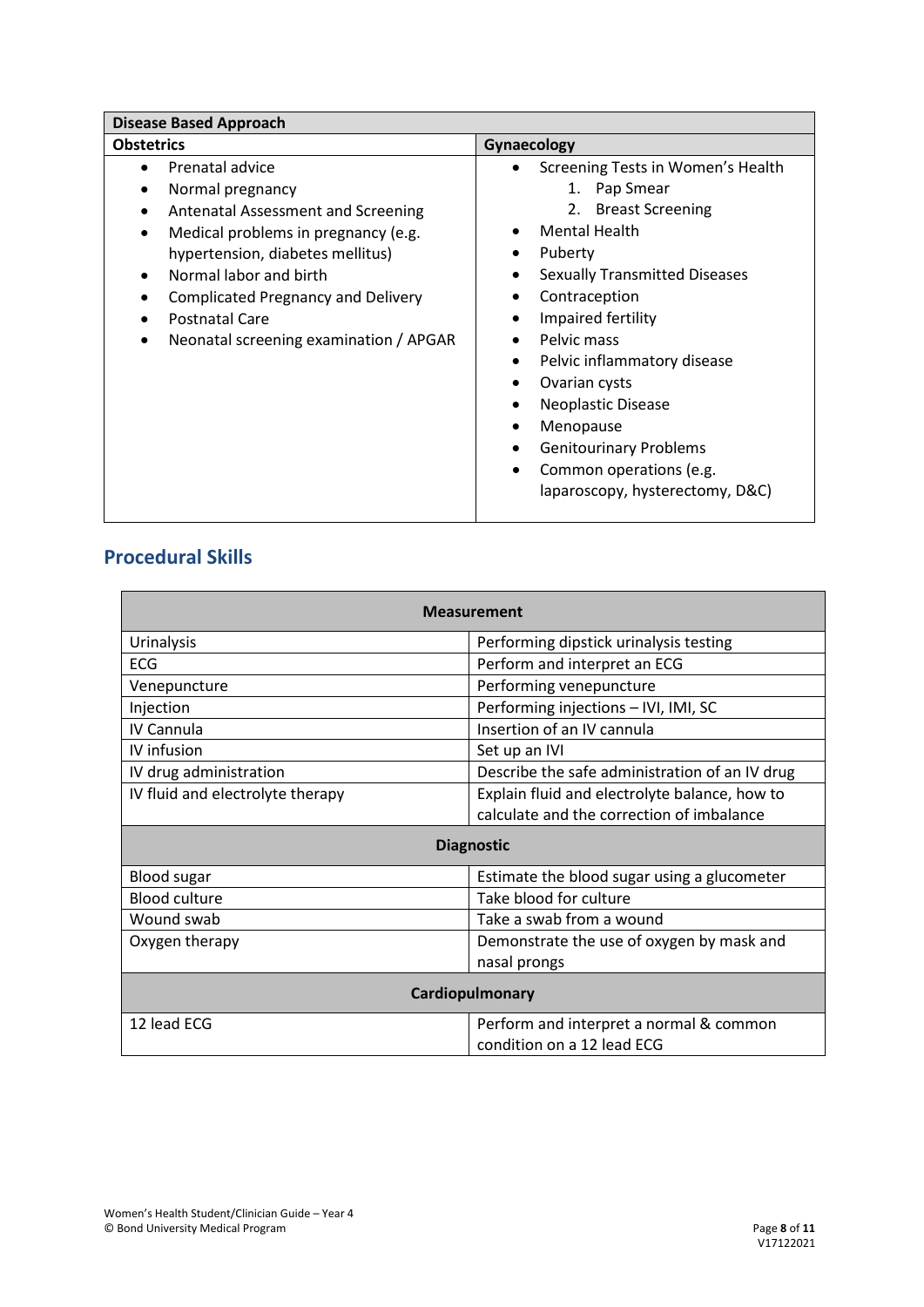| Disease Based Approach | |
|---|---|
| **Obstetrics** | **Gynaecology** |
| • Prenatal advice<br>• Normal pregnancy<br>• Antenatal Assessment and Screening<br>• Medical problems in pregnancy (e.g. hypertension, diabetes mellitus)<br>• Normal labor and birth<br>• Complicated Pregnancy and Delivery<br>• Postnatal Care<br>• Neonatal screening examination / APGAR | • Screening Tests in Women's Health<br>1. Pap Smear<br>2. Breast Screening<br>• Mental Health<br>• Puberty<br>• Sexually Transmitted Diseases<br>• Contraception<br>• Impaired fertility<br>• Pelvic mass<br>• Pelvic inflammatory disease<br>• Ovarian cysts<br>• Neoplastic Disease<br>• Menopause<br>• Genitourinary Problems<br>• Common operations (e.g. laparoscopy, hysterectomy, D&C) |

## Procedural Skills

| Measurement | |
|---|---|
| Urinalysis | Performing dipstick urinalysis testing |
| ECG | Perform and interpret an ECG |
| Venepuncture | Performing venepuncture |
| Injection | Performing injections – IVI, IMI, SC |
| IV Cannula | Insertion of an IV cannula |
| IV infusion | Set up an IVI |
| IV drug administration | Describe the safe administration of an IV drug |
| IV fluid and electrolyte therapy | Explain fluid and electrolyte balance, how to calculate and the correction of imbalance |
| **Diagnostic** | |
| Blood sugar | Estimate the blood sugar using a glucometer |
| Blood culture | Take blood for culture |
| Wound swab | Take a swab from a wound |
| Oxygen therapy | Demonstrate the use of oxygen by mask and nasal prongs |
| **Cardiopulmonary** | |
| 12 lead ECG | Perform and interpret a normal & common condition on a 12 lead ECG |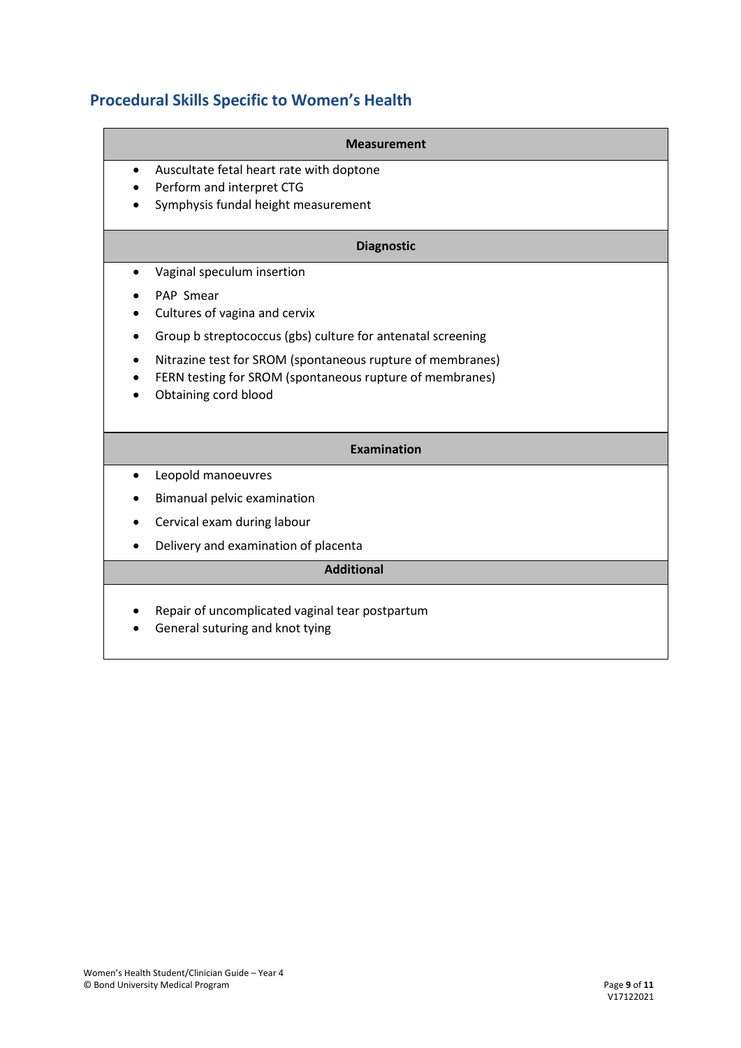## Procedural Skills Specific to Women's Health

| Measurement |
|---|
| • Auscultate fetal heart rate with doptone<br>• Perform and interpret CTG<br>• Symphysis fundal height measurement |
| **Diagnostic** |
| • Vaginal speculum insertion<br>• PAP Smear<br>• Cultures of vagina and cervix<br>• Group b streptococcus (gbs) culture for antenatal screening<br>• Nitrazine test for SROM (spontaneous rupture of membranes)<br>• FERN testing for SROM (spontaneous rupture of membranes)<br>• Obtaining cord blood |
| **Examination** |
| • Leopold manoeuvres<br>• Bimanual pelvic examination<br>• Cervical exam during labour<br>• Delivery and examination of placenta |
| **Additional** |
| • Repair of uncomplicated vaginal tear postpartum<br>• General suturing and knot tying |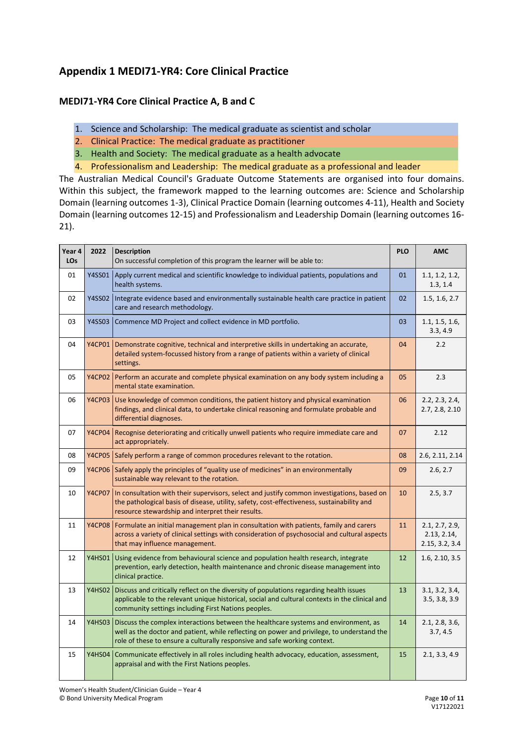# Appendix 1 MEDI71-YR4: Core Clinical Practice

## MEDI71-YR4 Core Clinical Practice A, B and C

1. Science and Scholarship: The medical graduate as scientist and scholar
2. Clinical Practice: The medical graduate as practitioner
3. Health and Society: The medical graduate as a health advocate
4. Professionalism and Leadership: The medical graduate as a professional and leader

The Australian Medical Council's Graduate Outcome Statements are organised into four domains. Within this subject, the framework mapped to the learning outcomes are: Science and Scholarship Domain (learning outcomes 1-3), Clinical Practice Domain (learning outcomes 4-11), Health and Society Domain (learning outcomes 12-15) and Professionalism and Leadership Domain (learning outcomes 16-21).

| Year 4 LOs | 2022 | Description<br>On successful completion of this program the learner will be able to: | PLO | AMC |
|---|---|---|---|---|
| 01 | Y4SS01 | Apply current medical and scientific knowledge to individual patients, populations and health systems. | 01 | 1.1, 1.2, 1.2, 1.3, 1.4 |
| 02 | Y4SS02 | Integrate evidence based and environmentally sustainable health care practice in patient care and research methodology. | 02 | 1.5, 1.6, 2.7 |
| 03 | Y4SS03 | Commence MD Project and collect evidence in MD portfolio. | 03 | 1.1, 1.5, 1.6, 3.3, 4.9 |
| 04 | Y4CP01 | Demonstrate cognitive, technical and interpretive skills in undertaking an accurate, detailed system-focussed history from a range of patients within a variety of clinical settings. | 04 | 2.2 |
| 05 | Y4CP02 | Perform an accurate and complete physical examination on any body system including a mental state examination. | 05 | 2.3 |
| 06 | Y4CP03 | Use knowledge of common conditions, the patient history and physical examination findings, and clinical data, to undertake clinical reasoning and formulate probable and differential diagnoses. | 06 | 2.2, 2.3, 2.4, 2.7, 2.8, 2.10 |
| 07 | Y4CP04 | Recognise deteriorating and critically unwell patients who require immediate care and act appropriately. | 07 | 2.12 |
| 08 | Y4CP05 | Safely perform a range of common procedures relevant to the rotation. | 08 | 2.6, 2.11, 2.14 |
| 09 | Y4CP06 | Safely apply the principles of "quality use of medicines" in an environmentally sustainable way relevant to the rotation. | 09 | 2.6, 2.7 |
| 10 | Y4CP07 | In consultation with their supervisors, select and justify common investigations, based on the pathological basis of disease, utility, safety, cost-effectiveness, sustainability and resource stewardship and interpret their results. | 10 | 2.5, 3.7 |
| 11 | Y4CP08 | Formulate an initial management plan in consultation with patients, family and carers across a variety of clinical settings with consideration of psychosocial and cultural aspects that may influence management. | 11 | 2.1, 2.7, 2.9, 2.13, 2.14, 2.15, 3.2, 3.4 |
| 12 | Y4HS01 | Using evidence from behavioural science and population health research, integrate prevention, early detection, health maintenance and chronic disease management into clinical practice. | 12 | 1.6, 2.10, 3.5 |
| 13 | Y4HS02 | Discuss and critically reflect on the diversity of populations regarding health issues applicable to the relevant unique historical, social and cultural contexts in the clinical and community settings including First Nations peoples. | 13 | 3.1, 3.2, 3.4, 3.5, 3.8, 3.9 |
| 14 | Y4HS03 | Discuss the complex interactions between the healthcare systems and environment, as well as the doctor and patient, while reflecting on power and privilege, to understand the role of these to ensure a culturally responsive and safe working context. | 14 | 2.1, 2.8, 3.6, 3.7, 4.5 |
| 15 | Y4HS04 | Communicate effectively in all roles including health advocacy, education, assessment, appraisal and with the First Nations peoples. | 15 | 2.1, 3.3, 4.9 |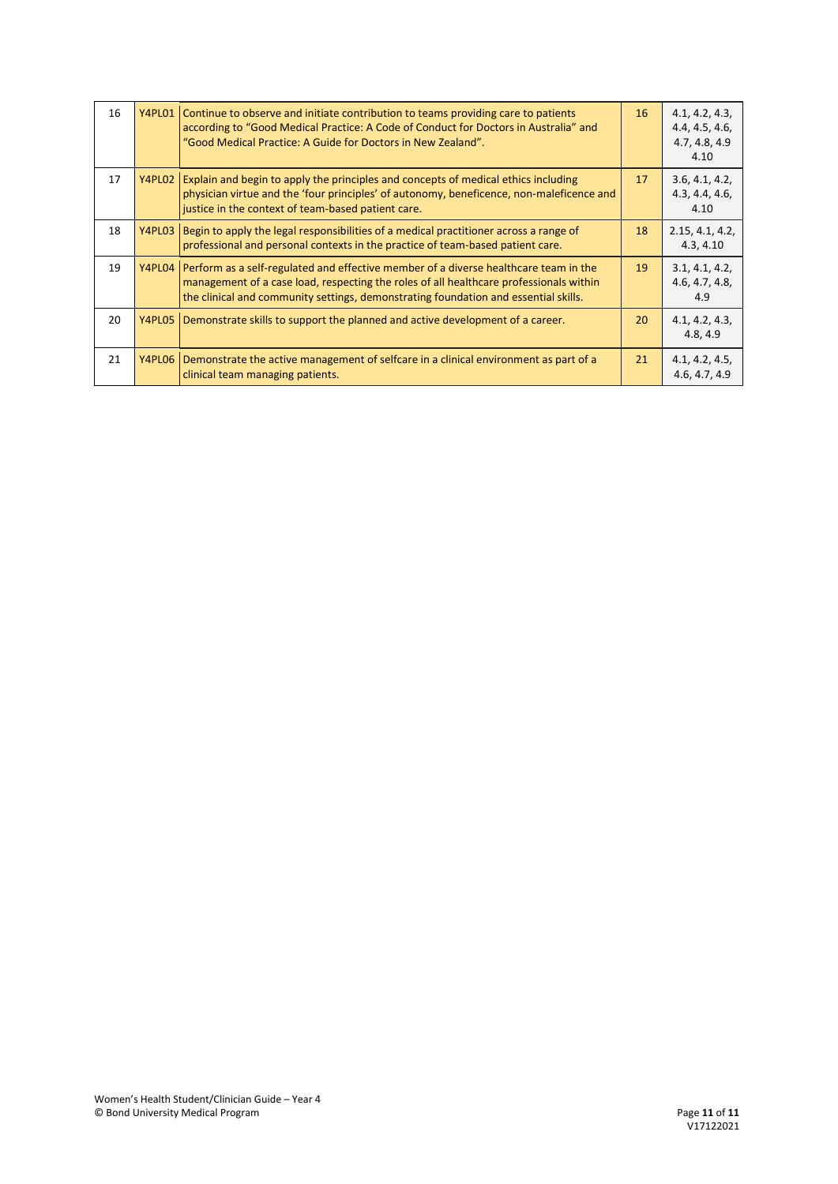| | | | | |
|---|---|---|---|---|
| 16 | Y4PL01 | Continue to observe and initiate contribution to teams providing care to patients according to "Good Medical Practice: A Code of Conduct for Doctors in Australia" and "Good Medical Practice: A Guide for Doctors in New Zealand". | 16 | 4.1, 4.2, 4.3, 4.4, 4.5, 4.6, 4.7, 4.8, 4.9 4.10 |
| 17 | Y4PL02 | Explain and begin to apply the principles and concepts of medical ethics including physician virtue and the 'four principles' of autonomy, beneficence, non-maleficence and justice in the context of team-based patient care. | 17 | 3.6, 4.1, 4.2, 4.3, 4.4, 4.6, 4.10 |
| 18 | Y4PL03 | Begin to apply the legal responsibilities of a medical practitioner across a range of professional and personal contexts in the practice of team-based patient care. | 18 | 2.15, 4.1, 4.2, 4.3, 4.10 |
| 19 | Y4PL04 | Perform as a self-regulated and effective member of a diverse healthcare team in the management of a case load, respecting the roles of all healthcare professionals within the clinical and community settings, demonstrating foundation and essential skills. | 19 | 3.1, 4.1, 4.2, 4.6, 4.7, 4.8, 4.9 |
| 20 | Y4PL05 | Demonstrate skills to support the planned and active development of a career. | 20 | 4.1, 4.2, 4.3, 4.8, 4.9 |
| 21 | Y4PL06 | Demonstrate the active management of selfcare in a clinical environment as part of a clinical team managing patients. | 21 | 4.1, 4.2, 4.5, 4.6, 4.7, 4.9 |